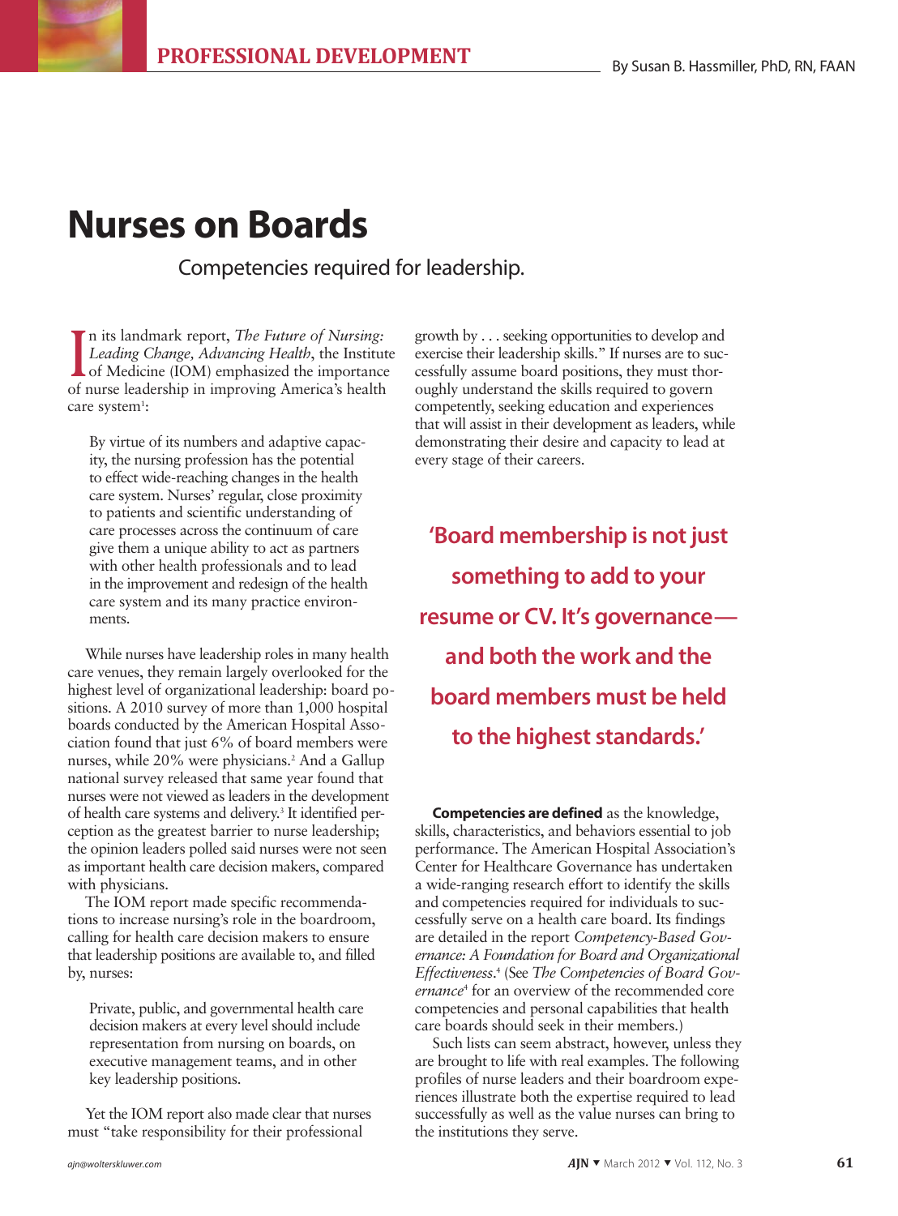PROFESSIONAL DEVELOPMENT

By Susan B. Hassmiller, PhD, RN, FAAN

# Nurses on Boards

## Competencies required for leadership.

In its landmark report, *The Future of Nursing: Leading Change, Advancing Health*, the Institute of Medicine (IOM) emphasized the importance of nurse leadership in improving America's health care system[1]:

> By virtue of its numbers and adaptive capacity, the nursing profession has the potential to effect wide-reaching changes in the health care system. Nurses' regular, close proximity to patients and scientific understanding of care processes across the continuum of care give them a unique ability to act as partners with other health professionals and to lead in the improvement and redesign of the health care system and its many practice environments.

While nurses have leadership roles in many health care venues, they remain largely overlooked for the highest level of organizational leadership: board positions. A 2010 survey of more than 1,000 hospital boards conducted by the American Hospital Association found that just 6% of board members were nurses, while 20% were physicians.[2] And a Gallup national survey released that same year found that nurses were not viewed as leaders in the development of health care systems and delivery.[3] It identified perception as the greatest barrier to nurse leadership; the opinion leaders polled said nurses were not seen as important health care decision makers, compared with physicians.

The IOM report made specific recommendations to increase nursing's role in the boardroom, calling for health care decision makers to ensure that leadership positions are available to, and filled by, nurses:

> Private, public, and governmental health care decision makers at every level should include representation from nursing on boards, on executive management teams, and in other key leadership positions.

Yet the IOM report also made clear that nurses must "take responsibility for their professional growth by . . . seeking opportunities to develop and exercise their leadership skills." If nurses are to successfully assume board positions, they must thoroughly understand the skills required to govern competently, seeking education and experiences that will assist in their development as leaders, while demonstrating their desire and capacity to lead at every stage of their careers.

**'Board membership is not just something to add to your resume or CV. It's governance—and both the work and the board members must be held to the highest standards.'**

**Competencies are defined** as the knowledge, skills, characteristics, and behaviors essential to job performance. The American Hospital Association's Center for Healthcare Governance has undertaken a wide-ranging research effort to identify the skills and competencies required for individuals to successfully serve on a health care board. Its findings are detailed in the report *Competency-Based Governance: A Foundation for Board and Organizational Effectiveness*.[4] (See *The Competencies of Board Governance*[4] for an overview of the recommended core competencies and personal capabilities that health care boards should seek in their members.)

Such lists can seem abstract, however, unless they are brought to life with real examples. The following profiles of nurse leaders and their boardroom experiences illustrate both the expertise required to lead successfully as well as the value nurses can bring to the institutions they serve.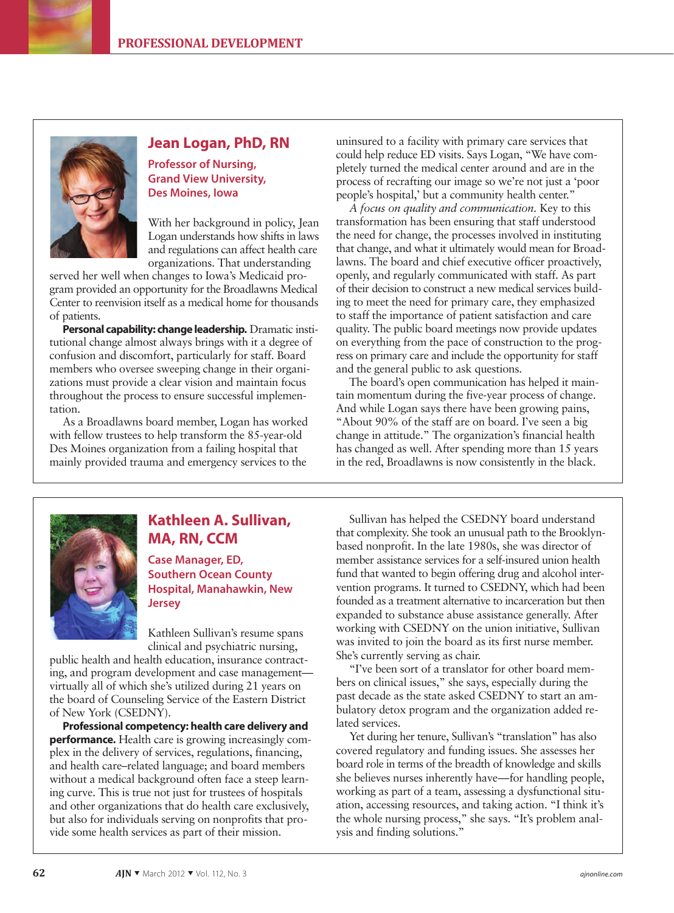## Jean Logan, PhD, RN

**Professor of Nursing, Grand View University, Des Moines, Iowa**

With her background in policy, Jean Logan understands how shifts in laws and regulations can affect health care organizations. That understanding served her well when changes to Iowa's Medicaid program provided an opportunity for the Broadlawns Medical Center to reenvision itself as a medical home for thousands of patients.

**Personal capability: change leadership.** Dramatic institutional change almost always brings with it a degree of confusion and discomfort, particularly for staff. Board members who oversee sweeping change in their organizations must provide a clear vision and maintain focus throughout the process to ensure successful implementation.

As a Broadlawns board member, Logan has worked with fellow trustees to help transform the 85-year-old Des Moines organization from a failing hospital that mainly provided trauma and emergency services to the uninsured to a facility with primary care services that could help reduce ED visits. Says Logan, "We have completely turned the medical center around and are in the process of recrafting our image so we're not just a 'poor people's hospital,' but a community health center."

*A focus on quality and communication.* Key to this transformation has been ensuring that staff understood the need for change, the processes involved in instituting that change, and what it ultimately would mean for Broadlawns. The board and chief executive officer proactively, openly, and regularly communicated with staff. As part of their decision to construct a new medical services building to meet the need for primary care, they emphasized to staff the importance of patient satisfaction and care quality. The public board meetings now provide updates on everything from the pace of construction to the progress on primary care and include the opportunity for staff and the general public to ask questions.

The board's open communication has helped it maintain momentum during the five-year process of change. And while Logan says there have been growing pains, "About 90% of the staff are on board. I've seen a big change in attitude." The organization's financial health has changed as well. After spending more than 15 years in the red, Broadlawns is now consistently in the black.

## Kathleen A. Sullivan, MA, RN, CCM

**Case Manager, ED, Southern Ocean County Hospital, Manahawkin, New Jersey**

Kathleen Sullivan's resume spans clinical and psychiatric nursing, public health and health education, insurance contracting, and program development and case management—virtually all of which she's utilized during 21 years on the board of Counseling Service of the Eastern District of New York (CSEDNY).

**Professional competency: health care delivery and performance.** Health care is growing increasingly complex in the delivery of services, regulations, financing, and health care–related language; and board members without a medical background often face a steep learning curve. This is true not just for trustees of hospitals and other organizations that do health care exclusively, but also for individuals serving on nonprofits that provide some health services as part of their mission.

Sullivan has helped the CSEDNY board understand that complexity. She took an unusual path to the Brooklyn-based nonprofit. In the late 1980s, she was director of member assistance services for a self-insured union health fund that wanted to begin offering drug and alcohol intervention programs. It turned to CSEDNY, which had been founded as a treatment alternative to incarceration but then expanded to substance abuse assistance generally. After working with CSEDNY on the union initiative, Sullivan was invited to join the board as its first nurse member. She's currently serving as chair.

"I've been sort of a translator for other board members on clinical issues," she says, especially during the past decade as the state asked CSEDNY to start an ambulatory detox program and the organization added related services.

Yet during her tenure, Sullivan's "translation" has also covered regulatory and funding issues. She assesses her board role in terms of the breadth of knowledge and skills she believes nurses inherently have—for handling people, working as part of a team, assessing a dysfunctional situation, accessing resources, and taking action. "I think it's the whole nursing process," she says. "It's problem analysis and finding solutions."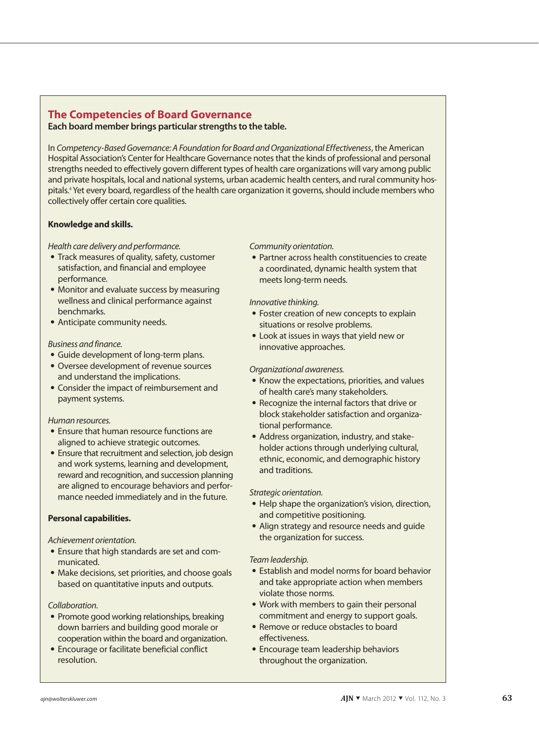## The Competencies of Board Governance

**Each board member brings particular strengths to the table.**

In *Competency-Based Governance: A Foundation for Board and Organizational Effectiveness*, the American Hospital Association's Center for Healthcare Governance notes that the kinds of professional and personal strengths needed to effectively govern different types of health care organizations will vary among public and private hospitals, local and national systems, urban academic health centers, and rural community hospitals.[4] Yet every board, regardless of the health care organization it governs, should include members who collectively offer certain core qualities.

### Knowledge and skills.

*Health care delivery and performance.*

- Track measures of quality, safety, customer satisfaction, and financial and employee performance.
- Monitor and evaluate success by measuring wellness and clinical performance against benchmarks.
- Anticipate community needs.

*Business and finance.*

- Guide development of long-term plans.
- Oversee development of revenue sources and understand the implications.
- Consider the impact of reimbursement and payment systems.

*Human resources.*

- Ensure that human resource functions are aligned to achieve strategic outcomes.
- Ensure that recruitment and selection, job design and work systems, learning and development, reward and recognition, and succession planning are aligned to encourage behaviors and performance needed immediately and in the future.

### Personal capabilities.

*Achievement orientation.*

- Ensure that high standards are set and communicated.
- Make decisions, set priorities, and choose goals based on quantitative inputs and outputs.

*Collaboration.*

- Promote good working relationships, breaking down barriers and building good morale or cooperation within the board and organization.
- Encourage or facilitate beneficial conflict resolution.

*Community orientation.*

- Partner across health constituencies to create a coordinated, dynamic health system that meets long-term needs.

*Innovative thinking.*

- Foster creation of new concepts to explain situations or resolve problems.
- Look at issues in ways that yield new or innovative approaches.

*Organizational awareness.*

- Know the expectations, priorities, and values of health care's many stakeholders.
- Recognize the internal factors that drive or block stakeholder satisfaction and organizational performance.
- Address organization, industry, and stakeholder actions through underlying cultural, ethnic, economic, and demographic history and traditions.

*Strategic orientation.*

- Help shape the organization's vision, direction, and competitive positioning.
- Align strategy and resource needs and guide the organization for success.

*Team leadership.*

- Establish and model norms for board behavior and take appropriate action when members violate those norms.
- Work with members to gain their personal commitment and energy to support goals.
- Remove or reduce obstacles to board effectiveness.
- Encourage team leadership behaviors throughout the organization.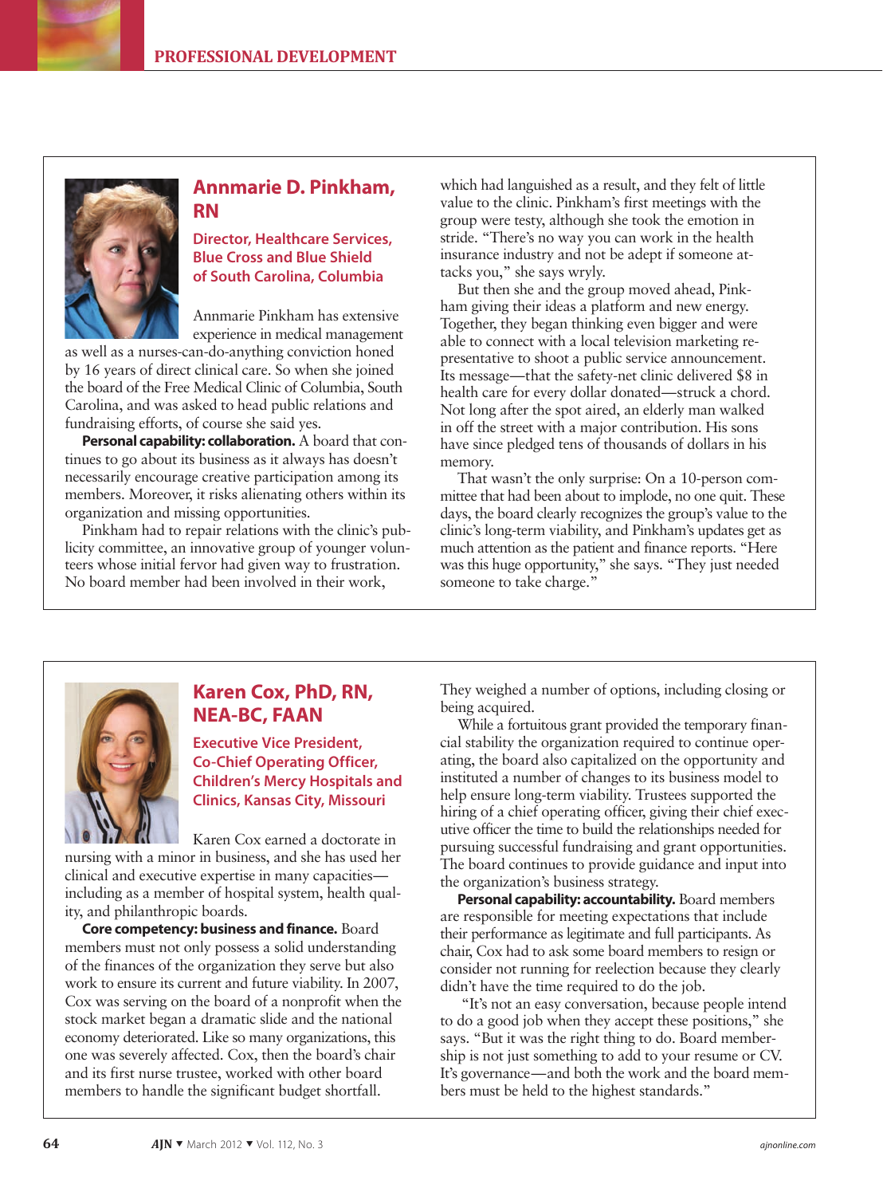## Annmarie D. Pinkham, RN

### Director, Healthcare Services, Blue Cross and Blue Shield of South Carolina, Columbia

Annmarie Pinkham has extensive experience in medical management as well as a nurses-can-do-anything conviction honed by 16 years of direct clinical care. So when she joined the board of the Free Medical Clinic of Columbia, South Carolina, and was asked to head public relations and fundraising efforts, of course she said yes.

**Personal capability: collaboration.** A board that continues to go about its business as it always has doesn't necessarily encourage creative participation among its members. Moreover, it risks alienating others within its organization and missing opportunities.

Pinkham had to repair relations with the clinic's publicity committee, an innovative group of younger volunteers whose initial fervor had given way to frustration. No board member had been involved in their work, which had languished as a result, and they felt of little value to the clinic. Pinkham's first meetings with the group were testy, although she took the emotion in stride. "There's no way you can work in the health insurance industry and not be adept if someone attacks you," she says wryly.

But then she and the group moved ahead, Pinkham giving their ideas a platform and new energy. Together, they began thinking even bigger and were able to connect with a local television marketing representative to shoot a public service announcement. Its message—that the safety-net clinic delivered $8 in health care for every dollar donated—struck a chord. Not long after the spot aired, an elderly man walked in off the street with a major contribution. His sons have since pledged tens of thousands of dollars in his memory.

That wasn't the only surprise: On a 10-person committee that had been about to implode, no one quit. These days, the board clearly recognizes the group's value to the clinic's long-term viability, and Pinkham's updates get as much attention as the patient and finance reports. "Here was this huge opportunity," she says. "They just needed someone to take charge."

## Karen Cox, PhD, RN, NEA-BC, FAAN

### Executive Vice President, Co-Chief Operating Officer, Children's Mercy Hospitals and Clinics, Kansas City, Missouri

Karen Cox earned a doctorate in nursing with a minor in business, and she has used her clinical and executive expertise in many capacities—including as a member of hospital system, health quality, and philanthropic boards.

**Core competency: business and finance.** Board members must not only possess a solid understanding of the finances of the organization they serve but also work to ensure its current and future viability. In 2007, Cox was serving on the board of a nonprofit when the stock market began a dramatic slide and the national economy deteriorated. Like so many organizations, this one was severely affected. Cox, then the board's chair and its first nurse trustee, worked with other board members to handle the significant budget shortfall. They weighed a number of options, including closing or being acquired.

While a fortuitous grant provided the temporary financial stability the organization required to continue operating, the board also capitalized on the opportunity and instituted a number of changes to its business model to help ensure long-term viability. Trustees supported the hiring of a chief operating officer, giving their chief executive officer the time to build the relationships needed for pursuing successful fundraising and grant opportunities. The board continues to provide guidance and input into the organization's business strategy.

**Personal capability: accountability.** Board members are responsible for meeting expectations that include their performance as legitimate and full participants. As chair, Cox had to ask some board members to resign or consider not running for reelection because they clearly didn't have the time required to do the job.

"It's not an easy conversation, because people intend to do a good job when they accept these positions," she says. "But it was the right thing to do. Board membership is not just something to add to your resume or CV. It's governance—and both the work and the board members must be held to the highest standards."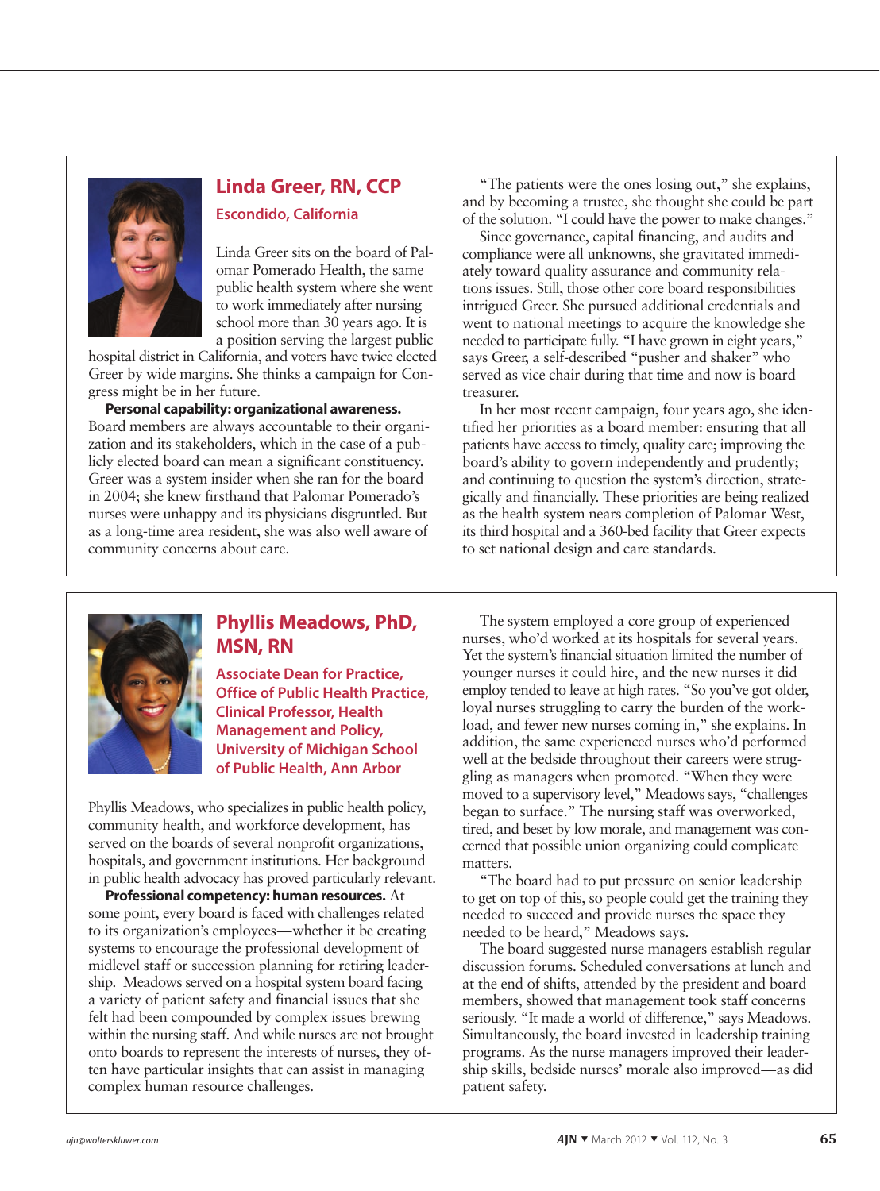## Linda Greer, RN, CCP

### Escondido, California

Linda Greer sits on the board of Palomar Pomerado Health, the same public health system where she went to work immediately after nursing school more than 30 years ago. It is a position serving the largest public hospital district in California, and voters have twice elected Greer by wide margins. She thinks a campaign for Congress might be in her future.

**Personal capability: organizational awareness.** Board members are always accountable to their organization and its stakeholders, which in the case of a publicly elected board can mean a significant constituency. Greer was a system insider when she ran for the board in 2004; she knew firsthand that Palomar Pomerado's nurses were unhappy and its physicians disgruntled. But as a long-time area resident, she was also well aware of community concerns about care.

"The patients were the ones losing out," she explains, and by becoming a trustee, she thought she could be part of the solution. "I could have the power to make changes."

Since governance, capital financing, and audits and compliance were all unknowns, she gravitated immediately toward quality assurance and community relations issues. Still, those other core board responsibilities intrigued Greer. She pursued additional credentials and went to national meetings to acquire the knowledge she needed to participate fully. "I have grown in eight years," says Greer, a self-described "pusher and shaker" who served as vice chair during that time and now is board treasurer.

In her most recent campaign, four years ago, she identified her priorities as a board member: ensuring that all patients have access to timely, quality care; improving the board's ability to govern independently and prudently; and continuing to question the system's direction, strategically and financially. These priorities are being realized as the health system nears completion of Palomar West, its third hospital and a 360-bed facility that Greer expects to set national design and care standards.

## Phyllis Meadows, PhD, MSN, RN

### Associate Dean for Practice, Office of Public Health Practice, Clinical Professor, Health Management and Policy, University of Michigan School of Public Health, Ann Arbor

Phyllis Meadows, who specializes in public health policy, community health, and workforce development, has served on the boards of several nonprofit organizations, hospitals, and government institutions. Her background in public health advocacy has proved particularly relevant.

**Professional competency: human resources.** At some point, every board is faced with challenges related to its organization's employees—whether it be creating systems to encourage the professional development of midlevel staff or succession planning for retiring leadership. Meadows served on a hospital system board facing a variety of patient safety and financial issues that she felt had been compounded by complex issues brewing within the nursing staff. And while nurses are not brought onto boards to represent the interests of nurses, they often have particular insights that can assist in managing complex human resource challenges.

The system employed a core group of experienced nurses, who'd worked at its hospitals for several years. Yet the system's financial situation limited the number of younger nurses it could hire, and the new nurses it did employ tended to leave at high rates. "So you've got older, loyal nurses struggling to carry the burden of the workload, and fewer new nurses coming in," she explains. In addition, the same experienced nurses who'd performed well at the bedside throughout their careers were struggling as managers when promoted. "When they were moved to a supervisory level," Meadows says, "challenges began to surface." The nursing staff was overworked, tired, and beset by low morale, and management was concerned that possible union organizing could complicate matters.

"The board had to put pressure on senior leadership to get on top of this, so people could get the training they needed to succeed and provide nurses the space they needed to be heard," Meadows says.

The board suggested nurse managers establish regular discussion forums. Scheduled conversations at lunch and at the end of shifts, attended by the president and board members, showed that management took staff concerns seriously. "It made a world of difference," says Meadows. Simultaneously, the board invested in leadership training programs. As the nurse managers improved their leadership skills, bedside nurses' morale also improved—as did patient safety.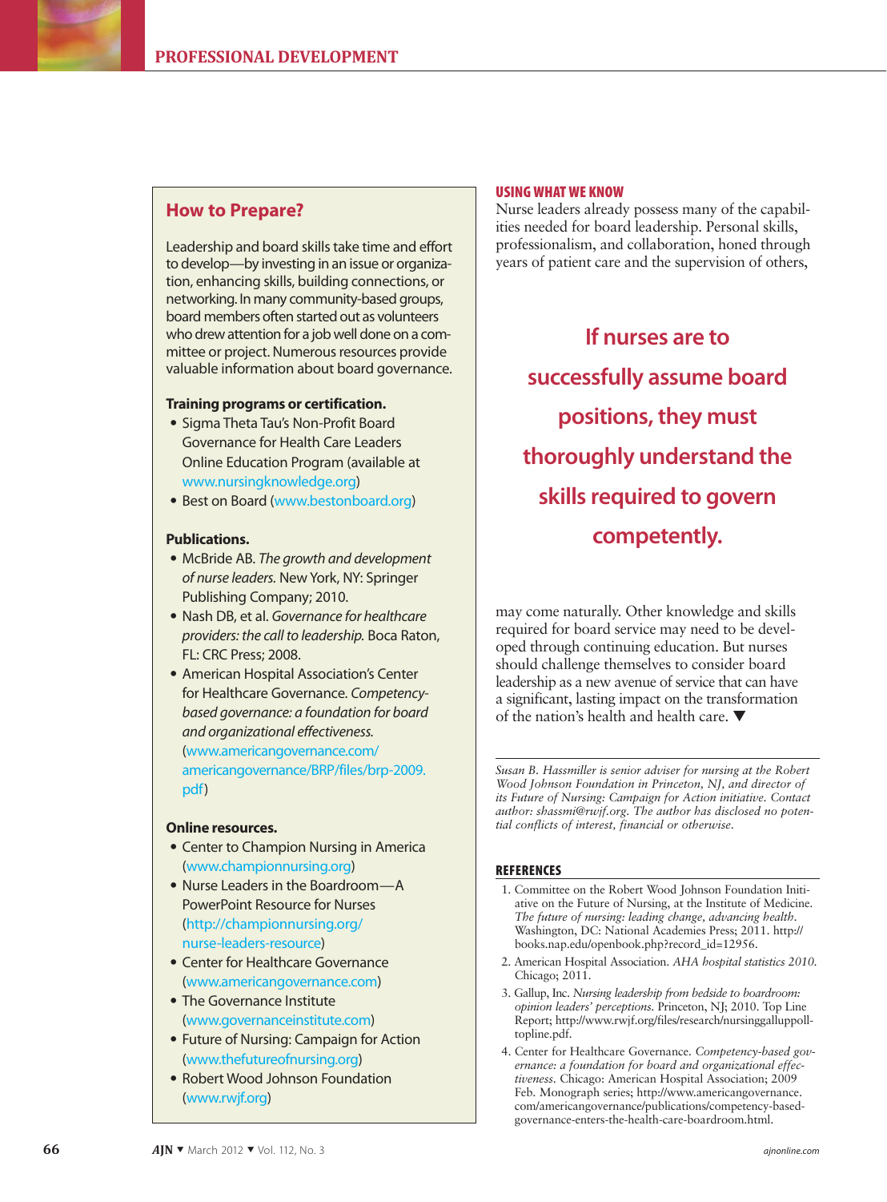## How to Prepare?

Leadership and board skills take time and effort to develop—by investing in an issue or organization, enhancing skills, building connections, or networking. In many community-based groups, board members often started out as volunteers who drew attention for a job well done on a committee or project. Numerous resources provide valuable information about board governance.

**Training programs or certification.**

- Sigma Theta Tau's Non-Profit Board Governance for Health Care Leaders Online Education Program (available at www.nursingknowledge.org)
- Best on Board (www.bestonboard.org)

**Publications.**

- McBride AB. *The growth and development of nurse leaders.* New York, NY: Springer Publishing Company; 2010.
- Nash DB, et al. *Governance for healthcare providers: the call to leadership.* Boca Raton, FL: CRC Press; 2008.
- American Hospital Association's Center for Healthcare Governance. *Competency-based governance: a foundation for board and organizational effectiveness.* (www.americangovernance.com/americangovernance/BRP/files/brp-2009.pdf)

**Online resources.**

- Center to Champion Nursing in America (www.championnursing.org)
- Nurse Leaders in the Boardroom—A PowerPoint Resource for Nurses (http://championnursing.org/nurse-leaders-resource)
- Center for Healthcare Governance (www.americangovernance.com)
- The Governance Institute (www.governanceinstitute.com)
- Future of Nursing: Campaign for Action (www.thefutureofnursing.org)
- Robert Wood Johnson Foundation (www.rwjf.org)

### USING WHAT WE KNOW

Nurse leaders already possess many of the capabilities needed for board leadership. Personal skills, professionalism, and collaboration, honed through years of patient care and the supervision of others, may come naturally. Other knowledge and skills required for board service may need to be developed through continuing education. But nurses should challenge themselves to consider board leadership as a new avenue of service that can have a significant, lasting impact on the transformation of the nation's health and health care. ▼

> **If nurses are to successfully assume board positions, they must thoroughly understand the skills required to govern competently.**

*Susan B. Hassmiller is senior adviser for nursing at the Robert Wood Johnson Foundation in Princeton, NJ, and director of its Future of Nursing: Campaign for Action initiative. Contact author: shassmi@rwjf.org. The author has disclosed no potential conflicts of interest, financial or otherwise.*

### REFERENCES

1. Committee on the Robert Wood Johnson Foundation Initiative on the Future of Nursing, at the Institute of Medicine. *The future of nursing: leading change, advancing health.* Washington, DC: National Academies Press; 2011. http://books.nap.edu/openbook.php?record_id=12956.
2. American Hospital Association. *AHA hospital statistics 2010.* Chicago; 2011.
3. Gallup, Inc. *Nursing leadership from bedside to boardroom: opinion leaders' perceptions.* Princeton, NJ; 2010. Top Line Report; http://www.rwjf.org/files/research/nursinggalluppoll-topline.pdf.
4. Center for Healthcare Governance. *Competency-based governance: a foundation for board and organizational effectiveness.* Chicago: American Hospital Association; 2009 Feb. Monograph series; http://www.americangovernance.com/americangovernance/publications/competency-based-governance-enters-the-health-care-boardroom.html.